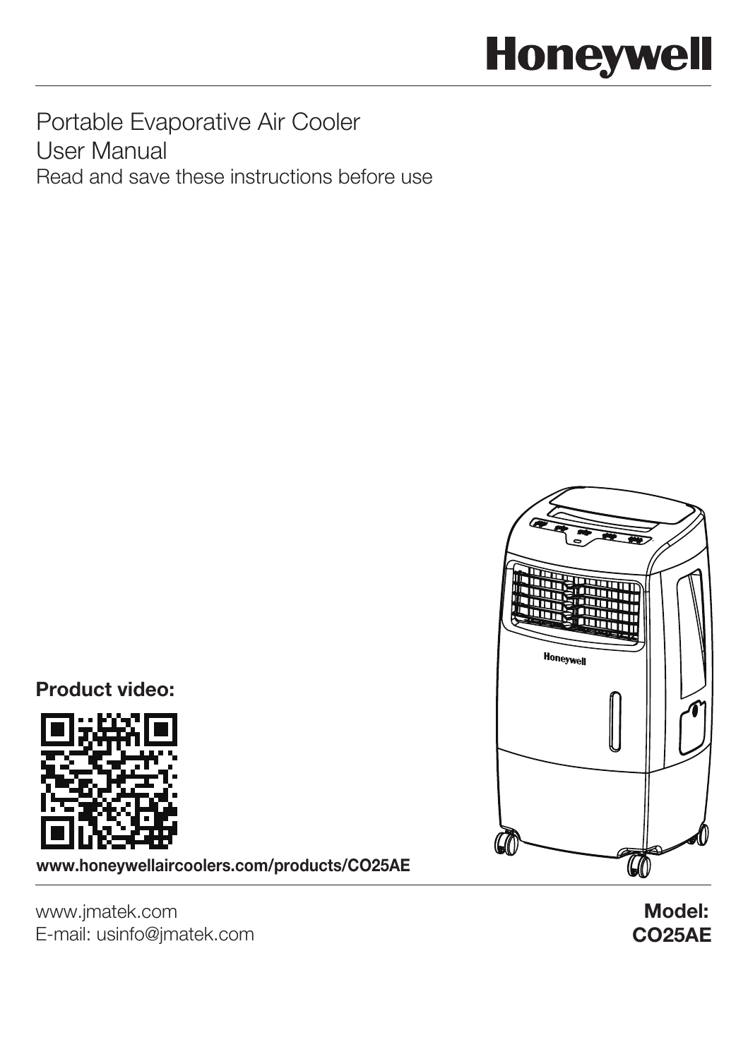# Honeywell

Portable Evaporative Air Cooler
User Manual
Read and save these instructions before use

**Product video:**

**www.honeywellaircoolers.com/products/CO25AE**

www.jmatek.com
E-mail: usinfo@jmatek.com

**Model:**
**CO25AE**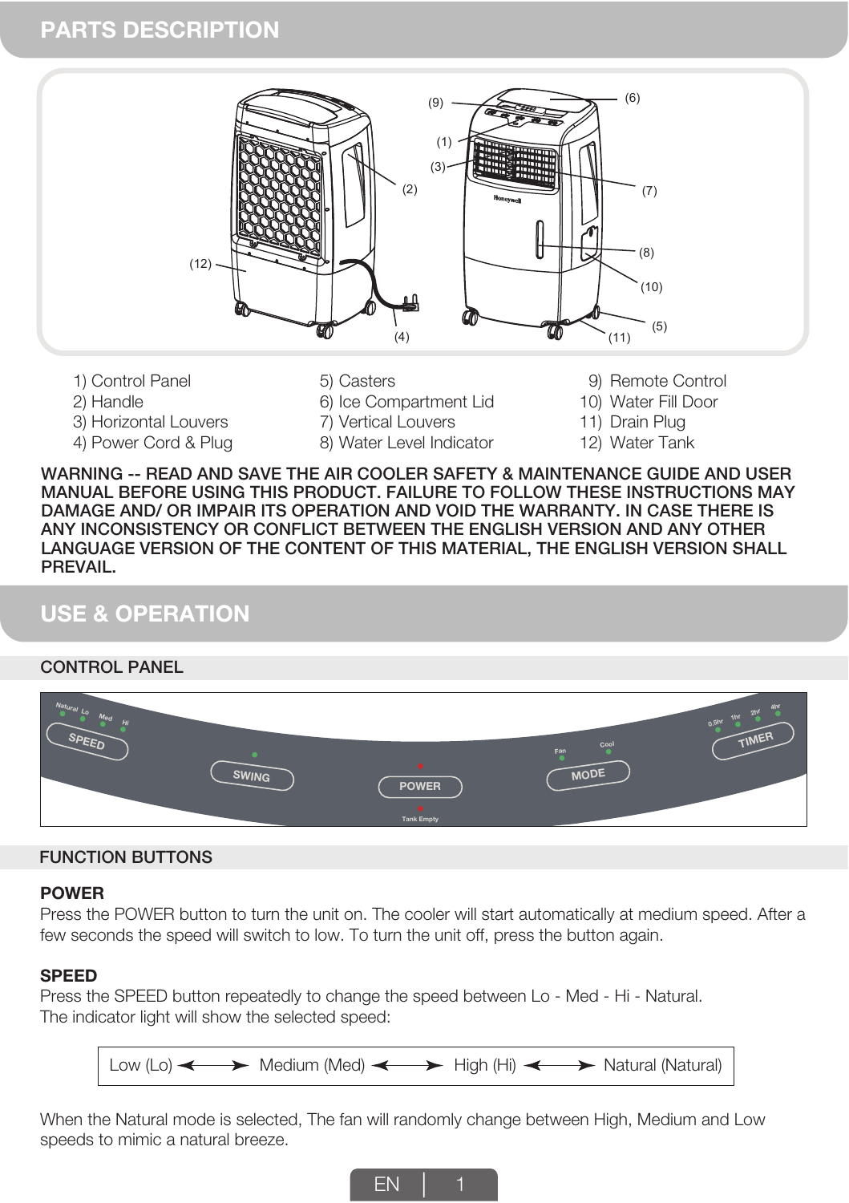## PARTS DESCRIPTION

1) Control Panel
2) Handle
3) Horizontal Louvers
4) Power Cord & Plug
5) Casters
6) Ice Compartment Lid
7) Vertical Louvers
8) Water Level Indicator
9) Remote Control
10) Water Fill Door
11) Drain Plug
12) Water Tank

**WARNING -- READ AND SAVE THE AIR COOLER SAFETY & MAINTENANCE GUIDE AND USER MANUAL BEFORE USING THIS PRODUCT. FAILURE TO FOLLOW THESE INSTRUCTIONS MAY DAMAGE AND/ OR IMPAIR ITS OPERATION AND VOID THE WARRANTY. IN CASE THERE IS ANY INCONSISTENCY OR CONFLICT BETWEEN THE ENGLISH VERSION AND ANY OTHER LANGUAGE VERSION OF THE CONTENT OF THIS MATERIAL, THE ENGLISH VERSION SHALL PREVAIL.**

## USE & OPERATION

### CONTROL PANEL

Natural Lo Med Hi SPEED | SWING | POWER Tank Empty | Fan Cool MODE | 0.5hr 1hr 2hr 4hr TIMER

### FUNCTION BUTTONS

**POWER**

Press the POWER button to turn the unit on. The cooler will start automatically at medium speed. After a few seconds the speed will switch to low. To turn the unit off, press the button again.

**SPEED**

Press the SPEED button repeatedly to change the speed between Lo - Med - Hi - Natural.
The indicator light will show the selected speed:

Low (Lo) ⟷ Medium (Med) ⟷ High (Hi) ⟷ Natural (Natural)

When the Natural mode is selected, The fan will randomly change between High, Medium and Low speeds to mimic a natural breeze.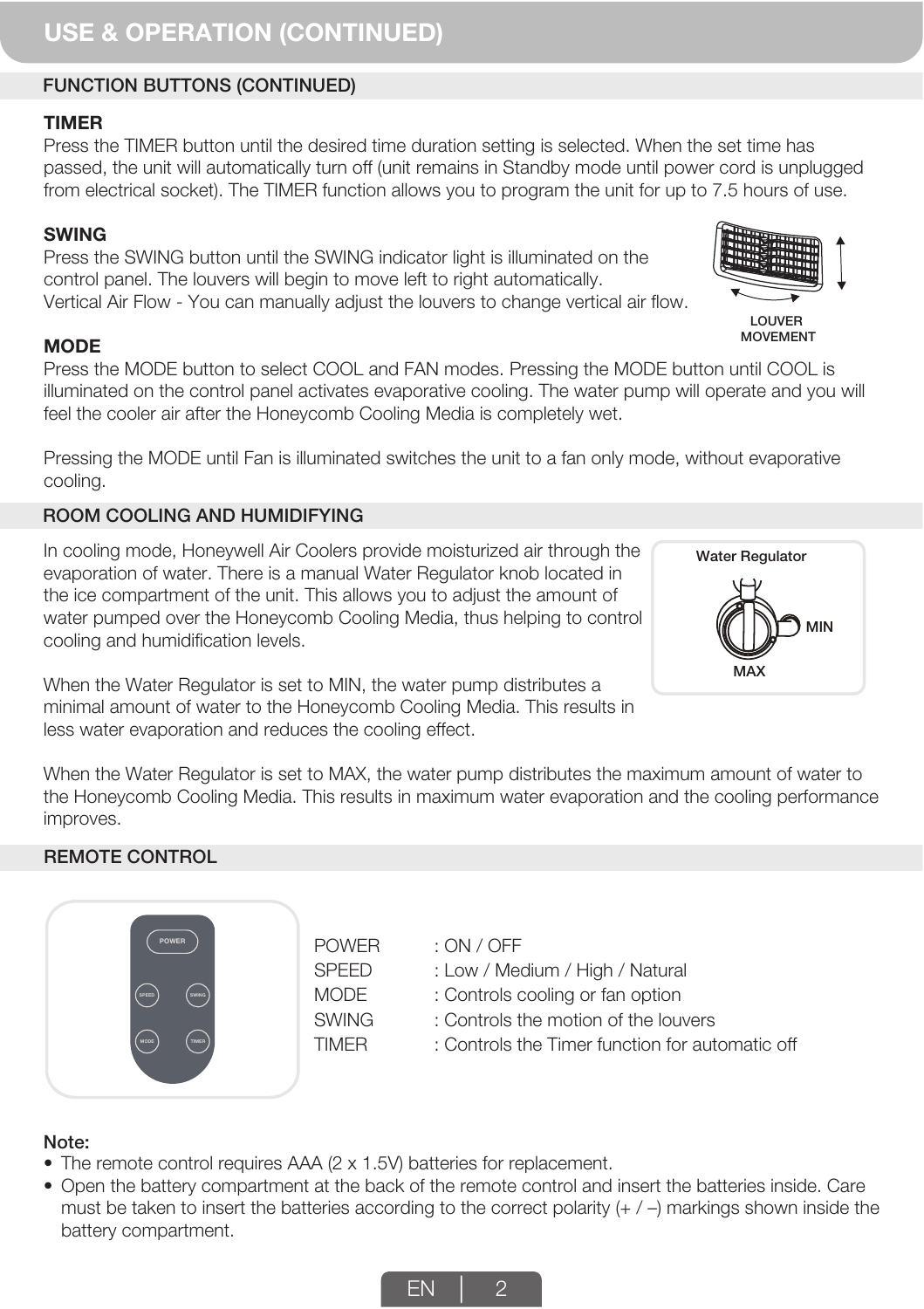## USE & OPERATION (CONTINUED)

### FUNCTION BUTTONS (CONTINUED)

**TIMER**

Press the TIMER button until the desired time duration setting is selected. When the set time has passed, the unit will automatically turn off (unit remains in Standby mode until power cord is unplugged from electrical socket). The TIMER function allows you to program the unit for up to 7.5 hours of use.

**SWING**

Press the SWING button until the SWING indicator light is illuminated on the control panel. The louvers will begin to move left to right automatically.
Vertical Air Flow - You can manually adjust the louvers to change vertical air flow.

LOUVER MOVEMENT

**MODE**

Press the MODE button to select COOL and FAN modes. Pressing the MODE button until COOL is illuminated on the control panel activates evaporative cooling. The water pump will operate and you will feel the cooler air after the Honeycomb Cooling Media is completely wet.

Pressing the MODE until Fan is illuminated switches the unit to a fan only mode, without evaporative cooling.

### ROOM COOLING AND HUMIDIFYING

In cooling mode, Honeywell Air Coolers provide moisturized air through the evaporation of water. There is a manual Water Regulator knob located in the ice compartment of the unit. This allows you to adjust the amount of water pumped over the Honeycomb Cooling Media, thus helping to control cooling and humidification levels.

Water Regulator

MIN

MAX

When the Water Regulator is set to MIN, the water pump distributes a minimal amount of water to the Honeycomb Cooling Media. This results in less water evaporation and reduces the cooling effect.

When the Water Regulator is set to MAX, the water pump distributes the maximum amount of water to the Honeycomb Cooling Media. This results in maximum water evaporation and the cooling performance improves.

### REMOTE CONTROL

| | |
|---|---|
| POWER | : ON / OFF |
| SPEED | : Low / Medium / High / Natural |
| MODE | : Controls cooling or fan option |
| SWING | : Controls the motion of the louvers |
| TIMER | : Controls the Timer function for automatic off |

**Note:**

- The remote control requires AAA (2 x 1.5V) batteries for replacement.
- Open the battery compartment at the back of the remote control and insert the batteries inside. Care must be taken to insert the batteries according to the correct polarity (+ / –) markings shown inside the battery compartment.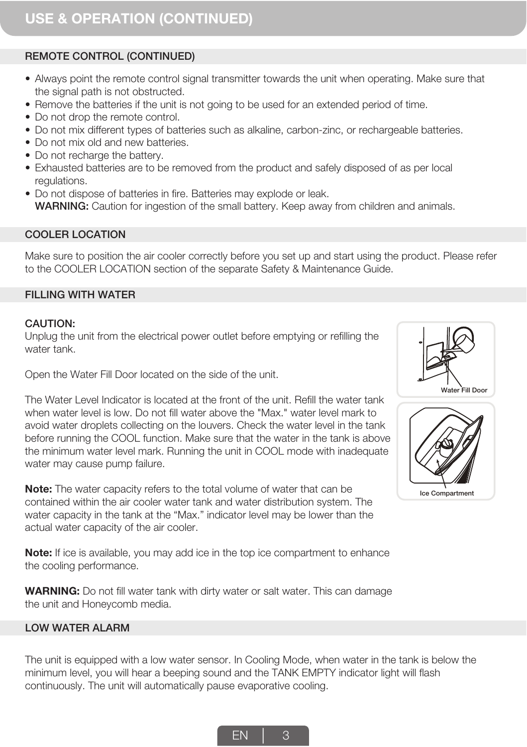# USE & OPERATION (CONTINUED)

## REMOTE CONTROL (CONTINUED)

- Always point the remote control signal transmitter towards the unit when operating. Make sure that the signal path is not obstructed.
- Remove the batteries if the unit is not going to be used for an extended period of time.
- Do not drop the remote control.
- Do not mix different types of batteries such as alkaline, carbon-zinc, or rechargeable batteries.
- Do not mix old and new batteries.
- Do not recharge the battery.
- Exhausted batteries are to be removed from the product and safely disposed of as per local regulations.
- Do not dispose of batteries in fire. Batteries may explode or leak.
  **WARNING:** Caution for ingestion of the small battery. Keep away from children and animals.

## COOLER LOCATION

Make sure to position the air cooler correctly before you set up and start using the product. Please refer to the COOLER LOCATION section of the separate Safety & Maintenance Guide.

## FILLING WITH WATER

**CAUTION:**
Unplug the unit from the electrical power outlet before emptying or refilling the water tank.

Open the Water Fill Door located on the side of the unit.

Water Fill Door

The Water Level Indicator is located at the front of the unit. Refill the water tank when water level is low. Do not fill water above the "Max." water level mark to avoid water droplets collecting on the louvers. Check the water level in the tank before running the COOL function. Make sure that the water in the tank is above the minimum water level mark. Running the unit in COOL mode with inadequate water may cause pump failure.

Ice Compartment

**Note:** The water capacity refers to the total volume of water that can be contained within the air cooler water tank and water distribution system. The water capacity in the tank at the “Max.” indicator level may be lower than the actual water capacity of the air cooler.

**Note:** If ice is available, you may add ice in the top ice compartment to enhance the cooling performance.

**WARNING:** Do not fill water tank with dirty water or salt water. This can damage the unit and Honeycomb media.

## LOW WATER ALARM

The unit is equipped with a low water sensor. In Cooling Mode, when water in the tank is below the minimum level, you will hear a beeping sound and the TANK EMPTY indicator light will flash continuously. The unit will automatically pause evaporative cooling.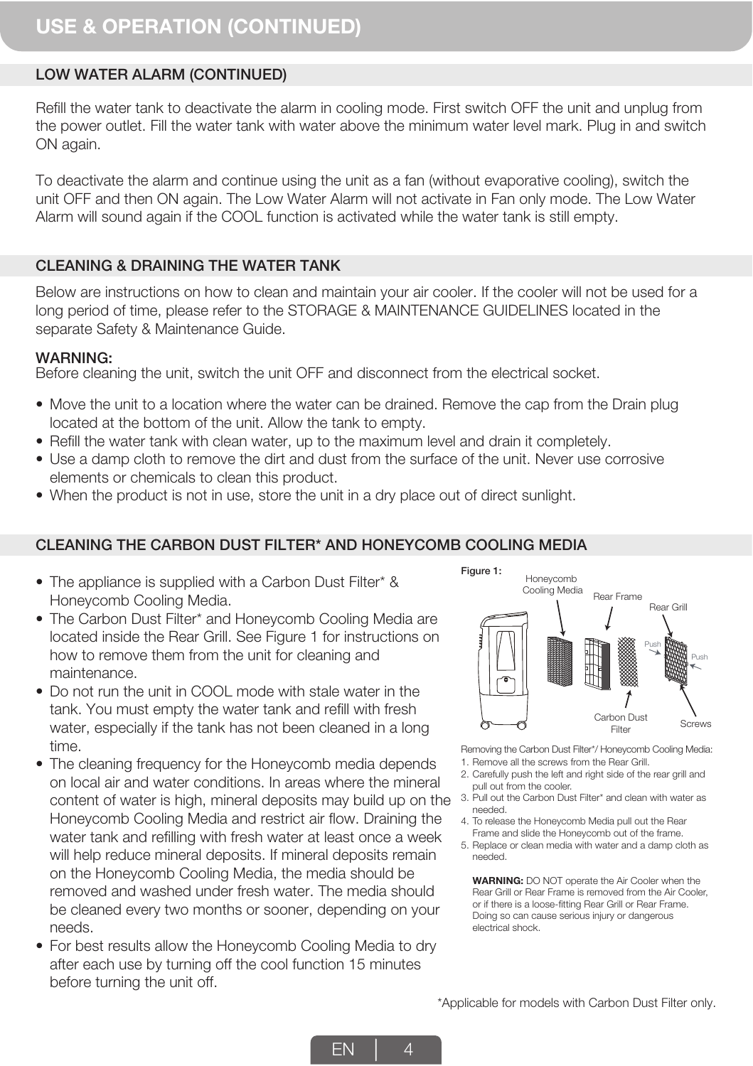# USE & OPERATION (CONTINUED)

## LOW WATER ALARM (CONTINUED)

Refill the water tank to deactivate the alarm in cooling mode. First switch OFF the unit and unplug from the power outlet. Fill the water tank with water above the minimum water level mark. Plug in and switch ON again.

To deactivate the alarm and continue using the unit as a fan (without evaporative cooling), switch the unit OFF and then ON again. The Low Water Alarm will not activate in Fan only mode. The Low Water Alarm will sound again if the COOL function is activated while the water tank is still empty.

## CLEANING & DRAINING THE WATER TANK

Below are instructions on how to clean and maintain your air cooler. If the cooler will not be used for a long period of time, please refer to the STORAGE & MAINTENANCE GUIDELINES located in the separate Safety & Maintenance Guide.

**WARNING:**
Before cleaning the unit, switch the unit OFF and disconnect from the electrical socket.

- Move the unit to a location where the water can be drained. Remove the cap from the Drain plug located at the bottom of the unit. Allow the tank to empty.
- Refill the water tank with clean water, up to the maximum level and drain it completely.
- Use a damp cloth to remove the dirt and dust from the surface of the unit. Never use corrosive elements or chemicals to clean this product.
- When the product is not in use, store the unit in a dry place out of direct sunlight.

## CLEANING THE CARBON DUST FILTER* AND HONEYCOMB COOLING MEDIA

- The appliance is supplied with a Carbon Dust Filter* & Honeycomb Cooling Media.
- The Carbon Dust Filter* and Honeycomb Cooling Media are located inside the Rear Grill. See Figure 1 for instructions on how to remove them from the unit for cleaning and maintenance.
- Do not run the unit in COOL mode with stale water in the tank. You must empty the water tank and refill with fresh water, especially if the tank has not been cleaned in a long time.
- The cleaning frequency for the Honeycomb media depends on local air and water conditions. In areas where the mineral content of water is high, mineral deposits may build up on the Honeycomb Cooling Media and restrict air flow. Draining the water tank and refilling with fresh water at least once a week will help reduce mineral deposits. If mineral deposits remain on the Honeycomb Cooling Media, the media should be removed and washed under fresh water. The media should be cleaned every two months or sooner, depending on your needs.
- For best results allow the Honeycomb Cooling Media to dry after each use by turning off the cool function 15 minutes before turning the unit off.

**Figure 1:**

Honeycomb Cooling Media, Rear Frame, Rear Grill, Push, Push, Carbon Dust Filter, Screws

Removing the Carbon Dust Filter*/ Honeycomb Cooling Media:

1. Remove all the screws from the Rear Grill.
2. Carefully push the left and right side of the rear grill and pull out from the cooler.
3. Pull out the Carbon Dust Filter* and clean with water as needed.
4. To release the Honeycomb Media pull out the Rear Frame and slide the Honeycomb out of the frame.
5. Replace or clean media with water and a damp cloth as needed.

**WARNING:** DO NOT operate the Air Cooler when the Rear Grill or Rear Frame is removed from the Air Cooler, or if there is a loose-fitting Rear Grill or Rear Frame. Doing so can cause serious injury or dangerous electrical shock.

*Applicable for models with Carbon Dust Filter only.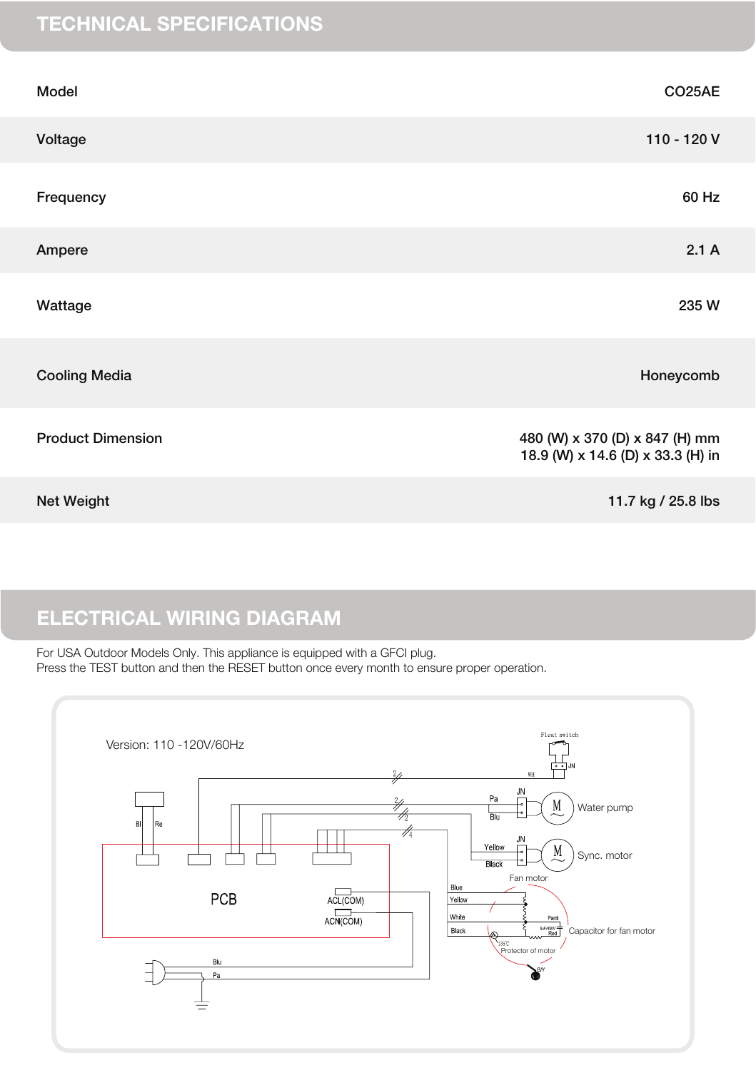## TECHNICAL SPECIFICATIONS

| | |
|---|---|
| Model | CO25AE |
| Voltage | 110 - 120 V |
| Frequency | 60 Hz |
| Ampere | 2.1 A |
| Wattage | 235 W |
| Cooling Media | Honeycomb |
| Product Dimension | 480 (W) x 370 (D) x 847 (H) mm<br>18.9 (W) x 14.6 (D) x 33.3 (H) in |
| Net Weight | 11.7 kg / 25.8 lbs |

## ELECTRICAL WIRING DIAGRAM

For USA Outdoor Models Only. This appliance is equipped with a GFCI plug.
Press the TEST button and then the RESET button once every month to ensure proper operation.

Version: 110 -120V/60Hz

Float switch

Water pump

Sync. motor

Fan motor

PCB

ACL(COM)

ACN(COM)

Capacitor for fan motor

Protector of motor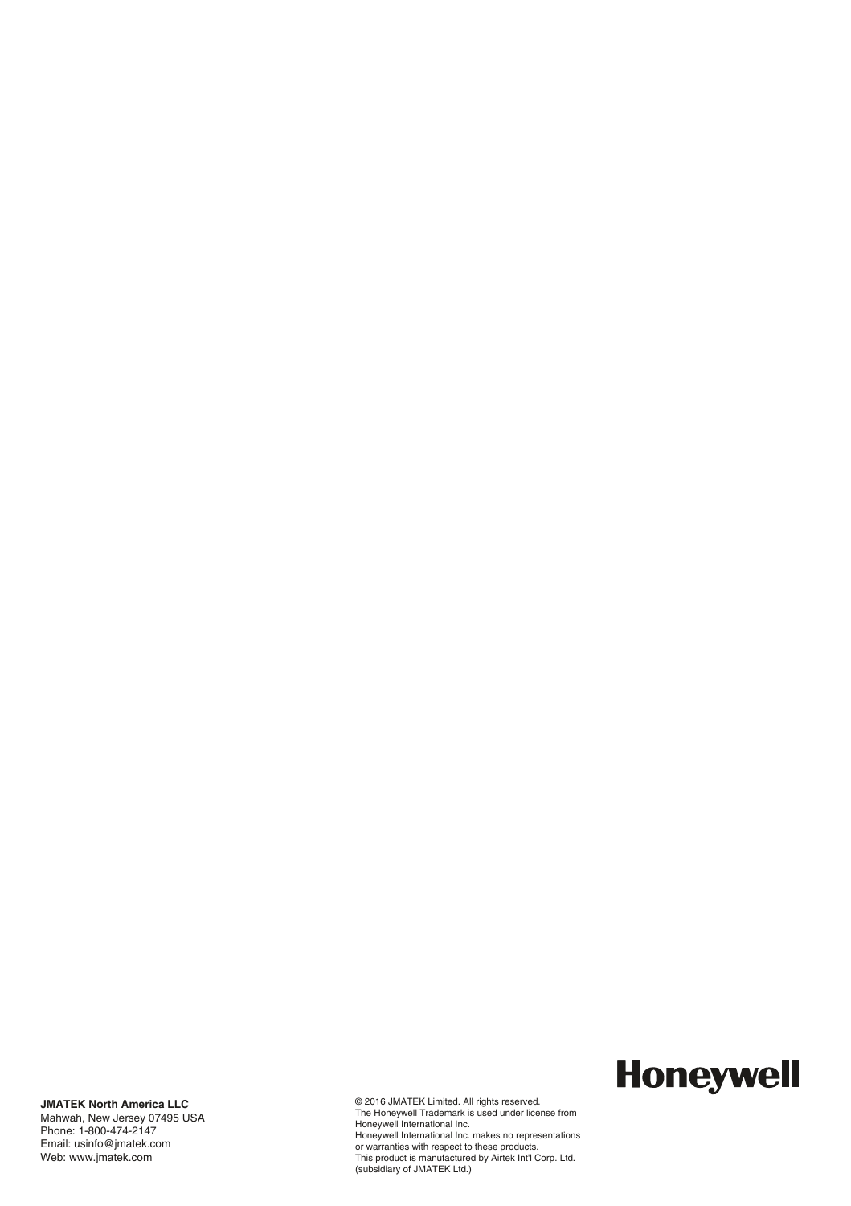**Honeywell**

**JMATEK North America LLC**
Mahwah, New Jersey 07495 USA
Phone: 1-800-474-2147
Email: usinfo@jmatek.com
Web: www.jmatek.com

© 2016 JMATEK Limited. All rights reserved.
The Honeywell Trademark is used under license from Honeywell International Inc.
Honeywell International Inc. makes no representations or warranties with respect to these products.
This product is manufactured by Airtek Int'l Corp. Ltd. (subsidiary of JMATEK Ltd.)